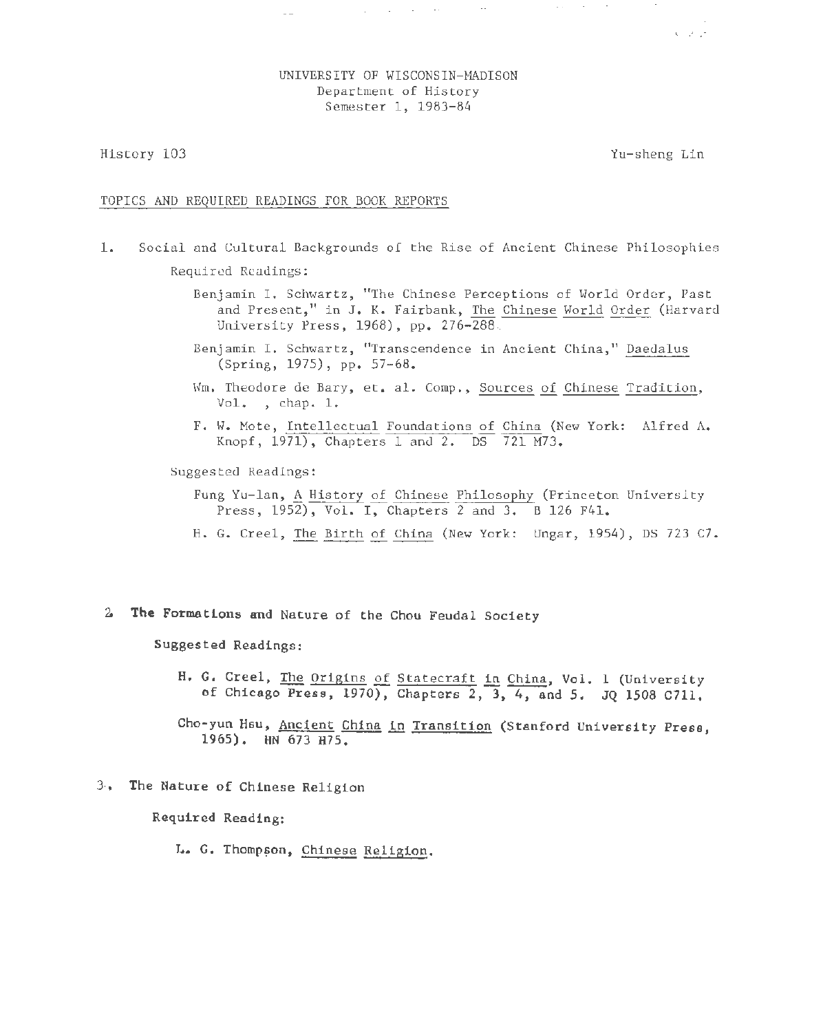UNIVERSITY OF WISCONSIN-MADISON
Department of History
Semester 1, 1983-84

History 103 Yu-sheng Lin

TOPICS AND REQUIRED READINGS FOR BOOK REPORTS

1. Social and Cultural Backgrounds of the Rise of Ancient Chinese Philosophies

   Required Readings:

   Benjamin I. Schwartz, "The Chinese Perceptions of World Order, Past and Present," in J. K. Fairbank, The Chinese World Order (Harvard University Press, 1968), pp. 276-288.

   Benjamin I. Schwartz, "Transcendence in Ancient China," Daedalus (Spring, 1975), pp. 57-68.

   Wm. Theodore de Bary, et. al. Comp., Sources of Chinese Tradition, Vol. , chap. 1.

   F. W. Mote, Intellectual Foundations of China (New York: Alfred A. Knopf, 1971), Chapters 1 and 2. DS 721 M73.

   Suggested Readings:

   Fung Yu-lan, A History of Chinese Philosophy (Princeton University Press, 1952), Vol. I, Chapters 2 and 3. B 126 F41.

   H. G. Creel, The Birth of China (New York: Ungar, 1954), DS 723 C7.

2. The Formations and Nature of the Chou Feudal Society

   Suggested Readings:

   H. G. Creel, The Origins of Statecraft in China, Vol. 1 (University of Chicago Press, 1970), Chapters 2, 3, 4, and 5. JQ 1508 C711.

   Cho-yun Hsu, Ancient China in Transition (Stanford University Press, 1965). HN 673 H75.

3. The Nature of Chinese Religion

   Required Reading:

   L. G. Thompson, Chinese Religion.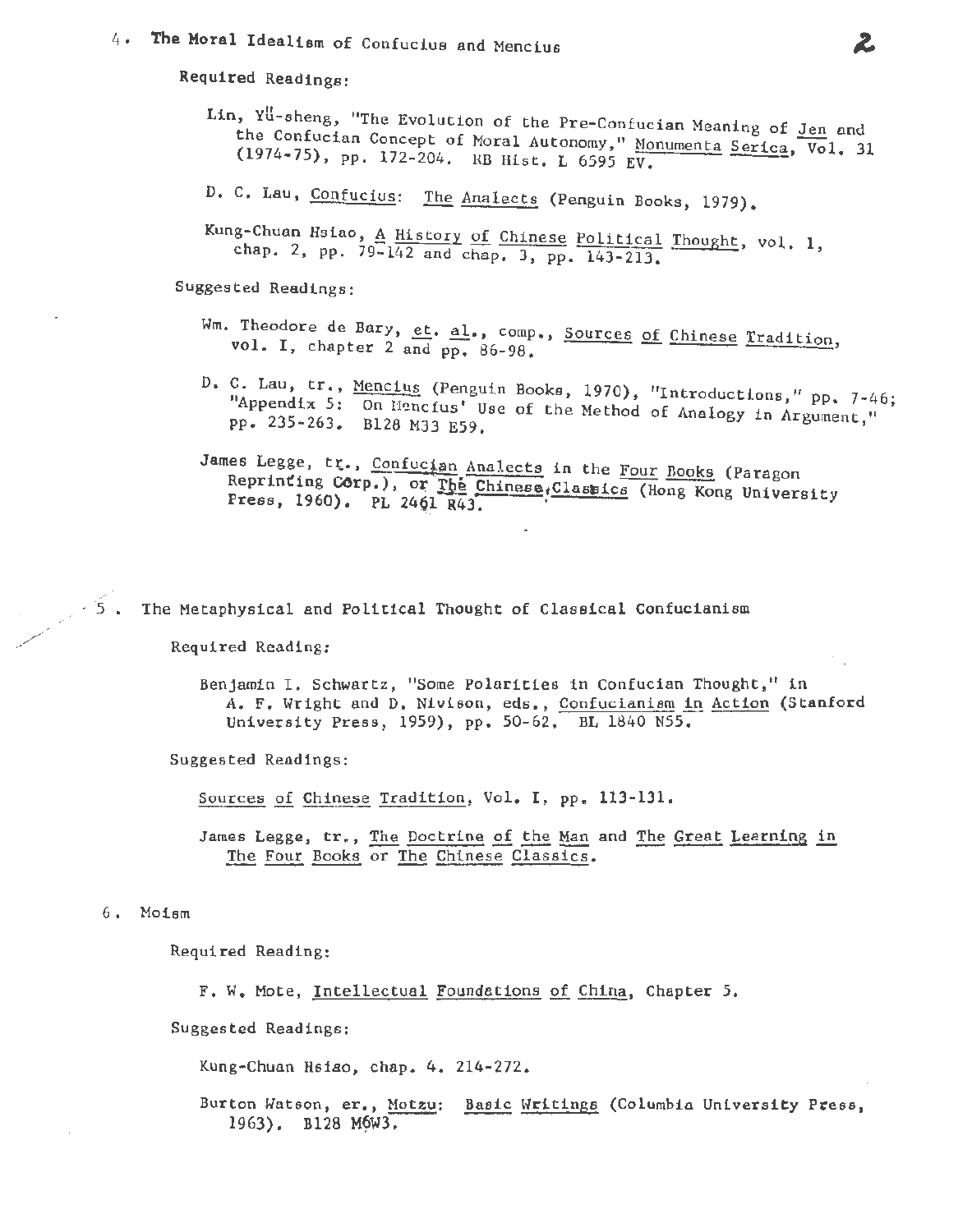4. **The Moral Idealism of Confucius and Mencius**

Required Readings:

Lin, Yü-sheng, "The Evolution of the Pre-Confucian Meaning of Jen and the Confucian Concept of Moral Autonomy," Monumenta Serica, Vol. 31 (1974-75), pp. 172-204. RB Hist. L 6595 EV.

D. C. Lau, Confucius: The Analects (Penguin Books, 1979).

Kung-Chuan Hsiao, A History of Chinese Political Thought, vol. 1, chap. 2, pp. 79-142 and chap. 3, pp. 143-213.

Suggested Readings:

Wm. Theodore de Bary, et. al., comp., Sources of Chinese Tradition, vol. I, chapter 2 and pp. 86-98.

D. C. Lau, tr., Mencius (Penguin Books, 1970), "Introductions," pp. 7-46; "Appendix 5: On Mencius' Use of the Method of Analogy in Argument," pp. 235-263. B128 M33 E59.

James Legge, tr., Confucian Analects in the Four Books (Paragon Reprinting Corp.), or The Chinese Classics (Hong Kong University Press, 1960). PL 2461 R43.

5. The Metaphysical and Political Thought of Classical Confucianism

Required Reading:

Benjamin I. Schwartz, "Some Polarities in Confucian Thought," in A. F. Wright and D. Nivison, eds., Confucianism in Action (Stanford University Press, 1959), pp. 50-62. BL 1840 N55.

Suggested Readings:

Sources of Chinese Tradition, Vol. I, pp. 113-131.

James Legge, tr., The Doctrine of the Man and The Great Learning in The Four Books or The Chinese Classics.

6. Moism

Required Reading:

F. W. Mote, Intellectual Foundations of China, Chapter 5.

Suggested Readings:

Kung-Chuan Hsiao, chap. 4. 214-272.

Burton Watson, er., Motzu: Basic Writings (Columbia University Press, 1963). B128 M6W3.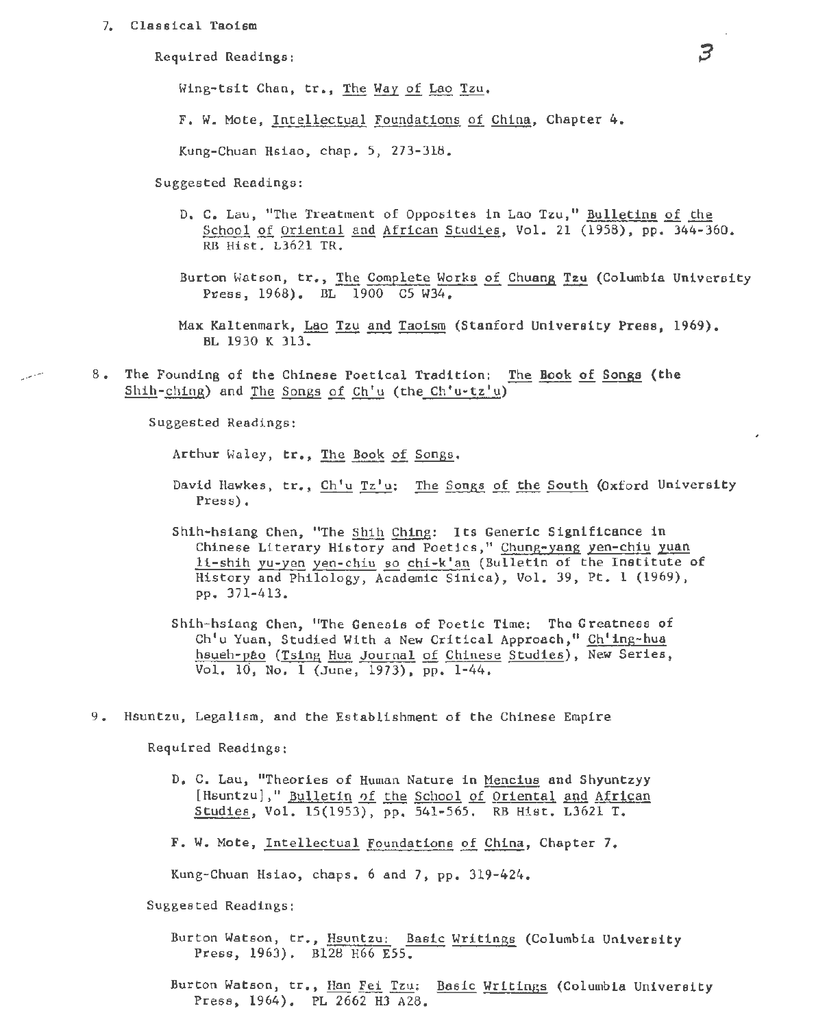7. Classical Taoism

   Required Readings:

   Wing-tsit Chan, tr., The Way of Lao Tzu.

   F. W. Mote, Intellectual Foundations of China, Chapter 4.

   Kung-Chuan Hsiao, chap. 5, 273-318.

   Suggested Readings:

   D. C. Lau, "The Treatment of Opposites in Lao Tzu," Bulletins of the School of Oriental and African Studies, Vol. 21 (1958), pp. 344-360. RB Hist. L3621 TR.

   Burton Watson, tr., The Complete Works of Chuang Tzu (Columbia University Press, 1968). BL 1900 C5 W34.

   Max Kaltenmark, Lao Tzu and Taoism (Stanford University Press, 1969). BL 1930 K 313.

8. The Founding of the Chinese Poetical Tradition: The Book of Songs (the Shih-ching) and The Songs of Ch'u (the Ch'u-tz'u)

   Suggested Readings:

   Arthur Waley, tr., The Book of Songs.

   David Hawkes, tr., Ch'u Tz'u: The Songs of the South (Oxford University Press).

   Shih-hsiang Chen, "The Shih Ching: Its Generic Significance in Chinese Literary History and Poetics," Chung-yang yen-chiu yuan li-shih yu-yen yen-chiu so chi-k'an (Bulletin of the Institute of History and Philology, Academic Sinica), Vol. 39, Pt. 1 (1969), pp. 371-413.

   Shih-hsiang Chen, "The Genesis of Poetic Time: The Greatness of Ch'u Yuan, Studied With a New Critical Approach," Ch'ing-hua hsueh-pao (Tsing Hua Journal of Chinese Studies), New Series, Vol. 10, No. 1 (June, 1973), pp. 1-44.

9. Hsuntzu, Legalism, and the Establishment of the Chinese Empire

   Required Readings:

   D. C. Lau, "Theories of Human Nature in Mencius and Shyuntzyy [Hsuntzu]," Bulletin of the School of Oriental and African Studies, Vol. 15(1953), pp. 541-565. RB Hist. L3621 T.

   F. W. Mote, Intellectual Foundations of China, Chapter 7.

   Kung-Chuan Hsiao, chaps. 6 and 7, pp. 319-424.

   Suggested Readings:

   Burton Watson, tr., Hsuntzu: Basic Writings (Columbia University Press, 1963). B128 H66 E55.

   Burton Watson, tr., Han Fei Tzu: Basic Writings (Columbia University Press, 1964). PL 2662 H3 A28.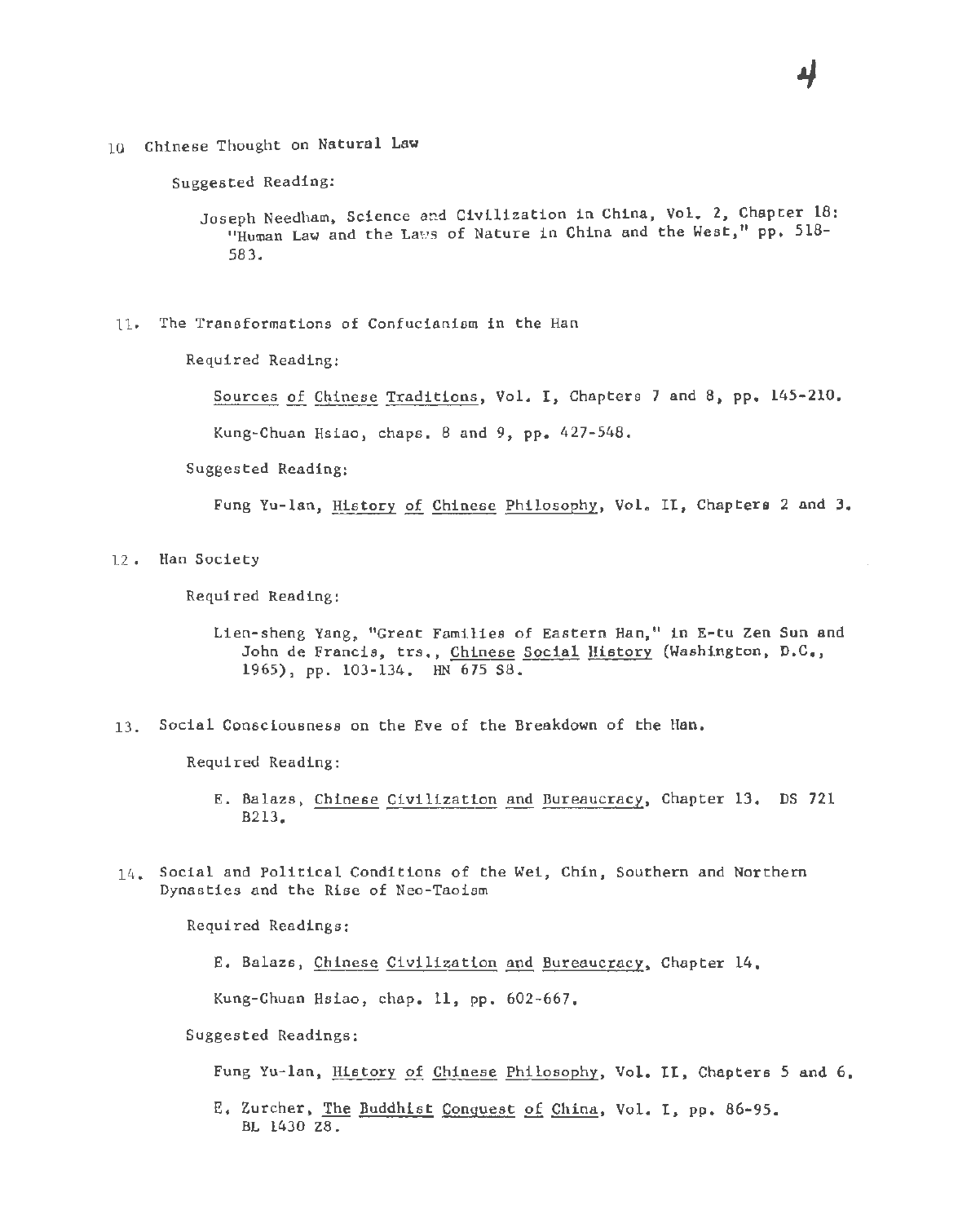10 Chinese Thought on Natural Law

Suggested Reading:

Joseph Needham, Science and Civilization in China, Vol. 2, Chapter 18: "Human Law and the Laws of Nature in China and the West," pp. 518-583.

11. The Transformations of Confucianism in the Han

Required Reading:

Sources of Chinese Traditions, Vol. I, Chapters 7 and 8, pp. 145-210.

Kung-Chuan Hsiao, chaps. 8 and 9, pp. 427-548.

Suggested Reading:

Fung Yu-lan, History of Chinese Philosophy, Vol. II, Chapters 2 and 3.

12. Han Society

Required Reading:

Lien-sheng Yang, "Great Families of Eastern Han," in E-tu Zen Sun and John de Francis, trs., Chinese Social History (Washington, D.C., 1965), pp. 103-134. HN 675 S8.

13. Social Consciousness on the Eve of the Breakdown of the Han.

Required Reading:

E. Balazs, Chinese Civilization and Bureaucracy, Chapter 13. DS 721 B213.

14. Social and Political Conditions of the Wei, Chin, Southern and Northern Dynasties and the Rise of Neo-Taoism

Required Readings:

E. Balazs, Chinese Civilization and Bureaucracy, Chapter 14.

Kung-Chuan Hsiao, chap. 11, pp. 602-667.

Suggested Readings:

Fung Yu-lan, History of Chinese Philosophy, Vol. II, Chapters 5 and 6.

E. Zurcher, The Buddhist Conquest of China, Vol. I, pp. 86-95. BL 1430 Z8.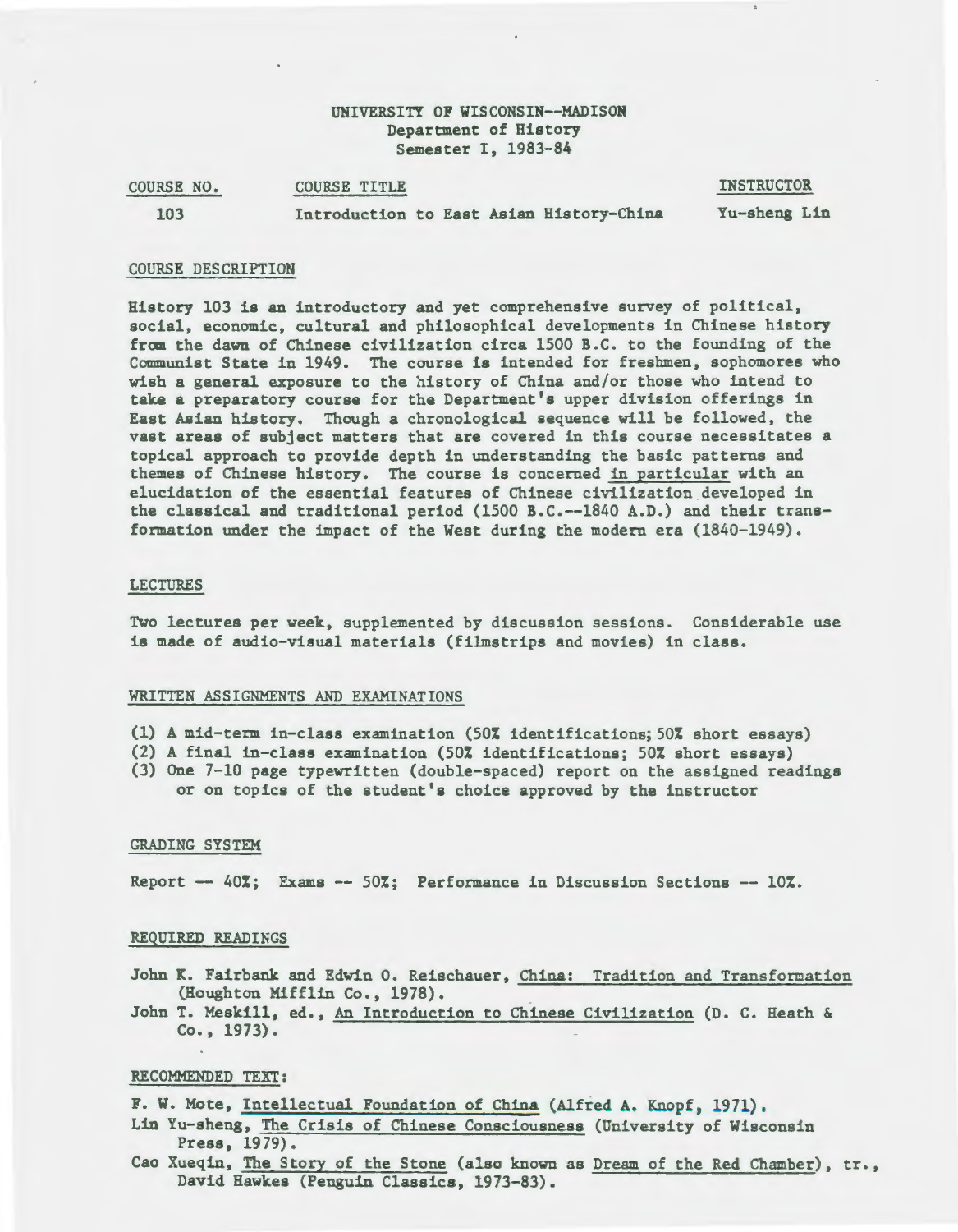UNIVERSITY OF WISCONSIN--MADISON
Department of History
Semester I, 1983-84

| COURSE NO. | COURSE TITLE | INSTRUCTOR |
| --- | --- | --- |
| 103 | Introduction to East Asian History-China | Yu-sheng Lin |

## COURSE DESCRIPTION

History 103 is an introductory and yet comprehensive survey of political, social, economic, cultural and philosophical developments in Chinese history from the dawn of Chinese civilization circa 1500 B.C. to the founding of the Communist State in 1949. The course is intended for freshmen, sophomores who wish a general exposure to the history of China and/or those who intend to take a preparatory course for the Department's upper division offerings in East Asian history. Though a chronological sequence will be followed, the vast areas of subject matters that are covered in this course necessitates a topical approach to provide depth in understanding the basic patterns and themes of Chinese history. The course is concerned in particular with an elucidation of the essential features of Chinese civilization developed in the classical and traditional period (1500 B.C.--1840 A.D.) and their transformation under the impact of the West during the modern era (1840-1949).

## LECTURES

Two lectures per week, supplemented by discussion sessions. Considerable use is made of audio-visual materials (filmstrips and movies) in class.

## WRITTEN ASSIGNMENTS AND EXAMINATIONS

(1) A mid-term in-class examination (50% identifications; 50% short essays)
(2) A final in-class examination (50% identifications; 50% short essays)
(3) One 7-10 page typewritten (double-spaced) report on the assigned readings or on topics of the student's choice approved by the instructor

## GRADING SYSTEM

Report -- 40%; Exams -- 50%; Performance in Discussion Sections -- 10%.

## REQUIRED READINGS

John K. Fairbank and Edwin O. Reischauer, China: Tradition and Transformation (Houghton Mifflin Co., 1978).

John T. Meskill, ed., An Introduction to Chinese Civilization (D. C. Heath & Co., 1973).

## RECOMMENDED TEXT:

F. W. Mote, Intellectual Foundation of China (Alfred A. Knopf, 1971).

Lin Yu-sheng, The Crisis of Chinese Consciousness (University of Wisconsin Press, 1979).

Cao Xueqin, The Story of the Stone (also known as Dream of the Red Chamber), tr., David Hawkes (Penguin Classics, 1973-83).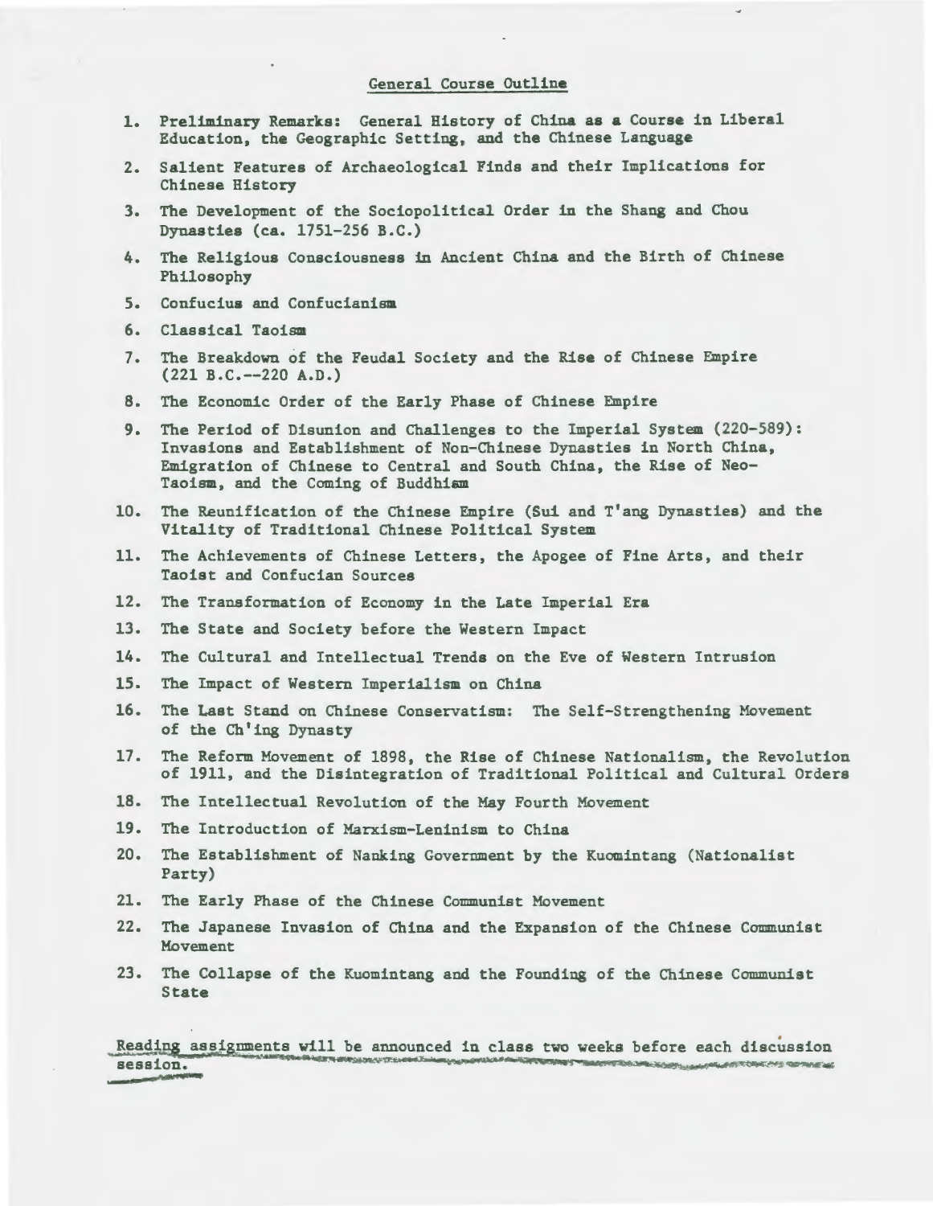## General Course Outline

1. Preliminary Remarks: General History of China as a Course in Liberal Education, the Geographic Setting, and the Chinese Language
2. Salient Features of Archaeological Finds and their Implications for Chinese History
3. The Development of the Sociopolitical Order in the Shang and Chou Dynasties (ca. 1751-256 B.C.)
4. The Religious Consciousness in Ancient China and the Birth of Chinese Philosophy
5. Confucius and Confucianism
6. Classical Taoism
7. The Breakdown of the Feudal Society and the Rise of Chinese Empire (221 B.C.--220 A.D.)
8. The Economic Order of the Early Phase of Chinese Empire
9. The Period of Disunion and Challenges to the Imperial System (220-589): Invasions and Establishment of Non-Chinese Dynasties in North China, Emigration of Chinese to Central and South China, the Rise of Neo-Taoism, and the Coming of Buddhism
10. The Reunification of the Chinese Empire (Sui and T'ang Dynasties) and the Vitality of Traditional Chinese Political System
11. The Achievements of Chinese Letters, the Apogee of Fine Arts, and their Taoist and Confucian Sources
12. The Transformation of Economy in the Late Imperial Era
13. The State and Society before the Western Impact
14. The Cultural and Intellectual Trends on the Eve of Western Intrusion
15. The Impact of Western Imperialism on China
16. The Last Stand on Chinese Conservatism: The Self-Strengthening Movement of the Ch'ing Dynasty
17. The Reform Movement of 1898, the Rise of Chinese Nationalism, the Revolution of 1911, and the Disintegration of Traditional Political and Cultural Orders
18. The Intellectual Revolution of the May Fourth Movement
19. The Introduction of Marxism-Leninism to China
20. The Establishment of Nanking Government by the Kuomintang (Nationalist Party)
21. The Early Phase of the Chinese Communist Movement
22. The Japanese Invasion of China and the Expansion of the Chinese Communist Movement
23. The Collapse of the Kuomintang and the Founding of the Chinese Communist State

Reading assignments will be announced in class two weeks before each discussion session.